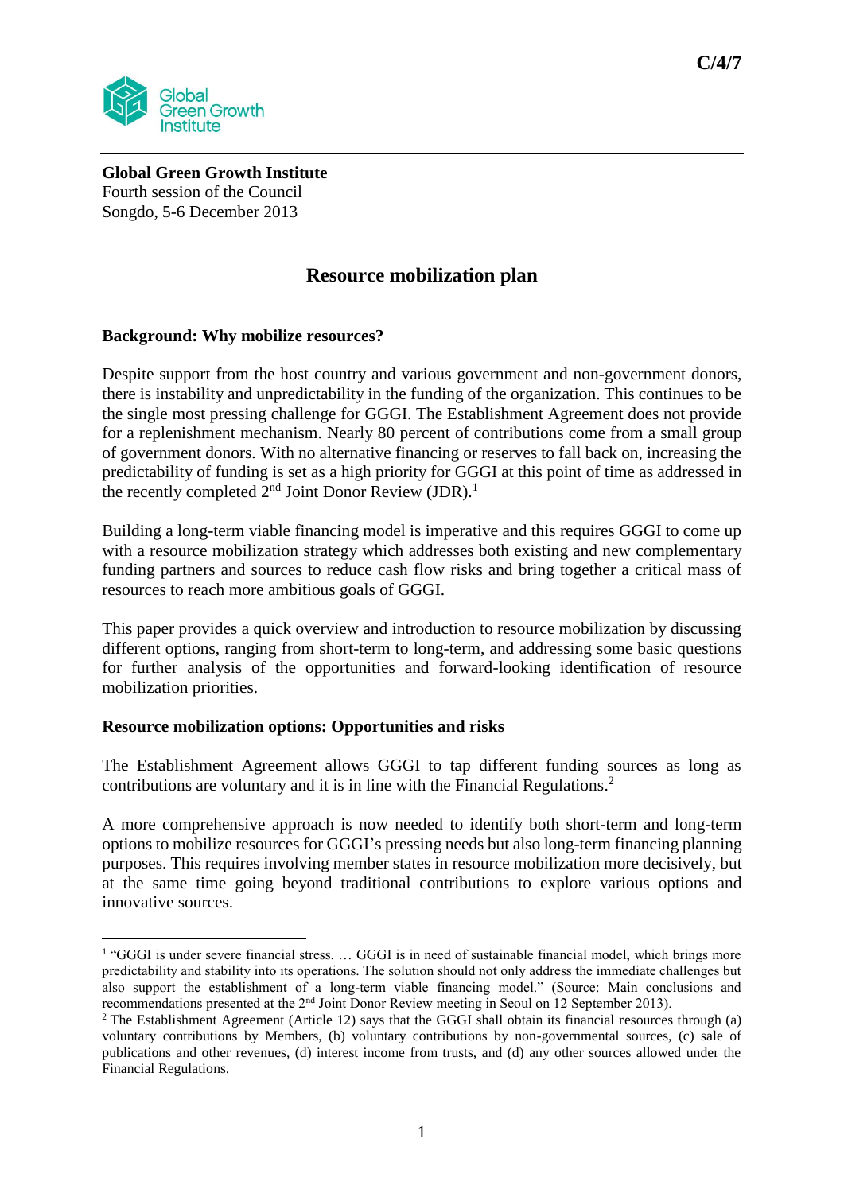C/4/7

**Global Green Growth Institute**
Fourth session of the Council
Songdo, 5-6 December 2013

# Resource mobilization plan

## Background: Why mobilize resources?

Despite support from the host country and various government and non-government donors, there is instability and unpredictability in the funding of the organization. This continues to be the single most pressing challenge for GGGI. The Establishment Agreement does not provide for a replenishment mechanism. Nearly 80 percent of contributions come from a small group of government donors. With no alternative financing or reserves to fall back on, increasing the predictability of funding is set as a high priority for GGGI at this point of time as addressed in the recently completed 2nd Joint Donor Review (JDR).[1]

Building a long-term viable financing model is imperative and this requires GGGI to come up with a resource mobilization strategy which addresses both existing and new complementary funding partners and sources to reduce cash flow risks and bring together a critical mass of resources to reach more ambitious goals of GGGI.

This paper provides a quick overview and introduction to resource mobilization by discussing different options, ranging from short-term to long-term, and addressing some basic questions for further analysis of the opportunities and forward-looking identification of resource mobilization priorities.

## Resource mobilization options: Opportunities and risks

The Establishment Agreement allows GGGI to tap different funding sources as long as contributions are voluntary and it is in line with the Financial Regulations.[2]

A more comprehensive approach is now needed to identify both short-term and long-term options to mobilize resources for GGGI's pressing needs but also long-term financing planning purposes. This requires involving member states in resource mobilization more decisively, but at the same time going beyond traditional contributions to explore various options and innovative sources.

---

[1] "GGGI is under severe financial stress. … GGGI is in need of sustainable financial model, which brings more predictability and stability into its operations. The solution should not only address the immediate challenges but also support the establishment of a long-term viable financing model." (Source: Main conclusions and recommendations presented at the 2nd Joint Donor Review meeting in Seoul on 12 September 2013).

[2] The Establishment Agreement (Article 12) says that the GGGI shall obtain its financial resources through (a) voluntary contributions by Members, (b) voluntary contributions by non-governmental sources, (c) sale of publications and other revenues, (d) interest income from trusts, and (d) any other sources allowed under the Financial Regulations.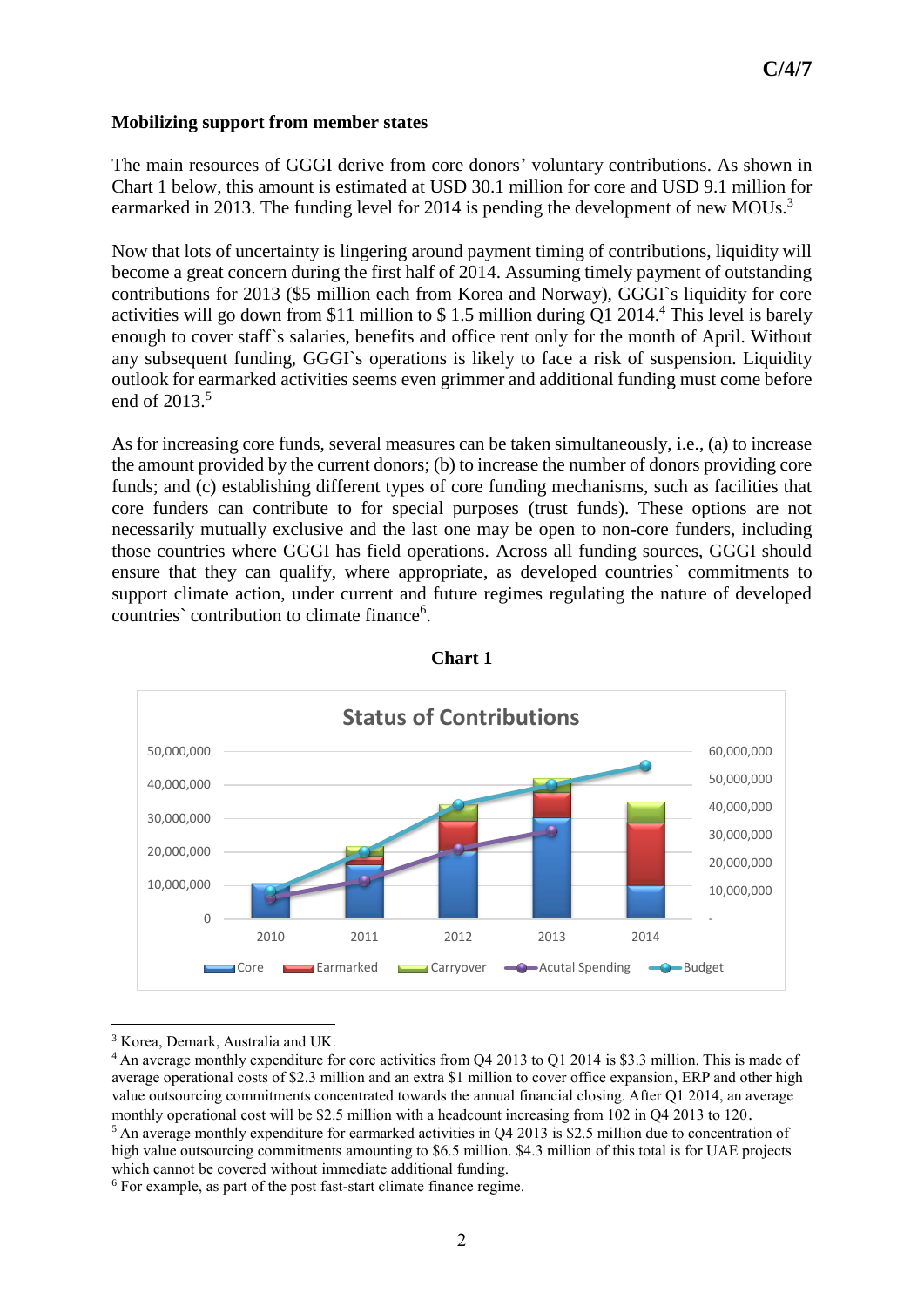**Mobilizing support from member states**

The main resources of GGGI derive from core donors' voluntary contributions. As shown in Chart 1 below, this amount is estimated at USD 30.1 million for core and USD 9.1 million for earmarked in 2013. The funding level for 2014 is pending the development of new MOUs.[3]

Now that lots of uncertainty is lingering around payment timing of contributions, liquidity will become a great concern during the first half of 2014. Assuming timely payment of outstanding contributions for 2013 ($5 million each from Korea and Norway), GGGI`s liquidity for core activities will go down from $11 million to $ 1.5 million during Q1 2014.[4] This level is barely enough to cover staff`s salaries, benefits and office rent only for the month of April. Without any subsequent funding, GGGI`s operations is likely to face a risk of suspension. Liquidity outlook for earmarked activities seems even grimmer and additional funding must come before end of 2013.[5]

As for increasing core funds, several measures can be taken simultaneously, i.e., (a) to increase the amount provided by the current donors; (b) to increase the number of donors providing core funds; and (c) establishing different types of core funding mechanisms, such as facilities that core funders can contribute to for special purposes (trust funds). These options are not necessarily mutually exclusive and the last one may be open to non-core funders, including those countries where GGGI has field operations. Across all funding sources, GGGI should ensure that they can qualify, where appropriate, as developed countries` commitments to support climate action, under current and future regimes regulating the nature of developed countries` contribution to climate finance[6].

**Chart 1**

**Status of Contributions**

Left axis: 0 – 50,000,000; Right axis: - – 60,000,000

Years: 2010, 2011, 2012, 2013, 2014

Legend: Core, Earmarked, Carryover, Acutal Spending, Budget

---

[3] Korea, Demark, Australia and UK.

[4] An average monthly expenditure for core activities from Q4 2013 to Q1 2014 is $3.3 million. This is made of average operational costs of $2.3 million and an extra $1 million to cover office expansion, ERP and other high value outsourcing commitments concentrated towards the annual financial closing. After Q1 2014, an average monthly operational cost will be $2.5 million with a headcount increasing from 102 in Q4 2013 to 120.

[5] An average monthly expenditure for earmarked activities in Q4 2013 is $2.5 million due to concentration of high value outsourcing commitments amounting to $6.5 million. $4.3 million of this total is for UAE projects which cannot be covered without immediate additional funding.

[6] For example, as part of the post fast-start climate finance regime.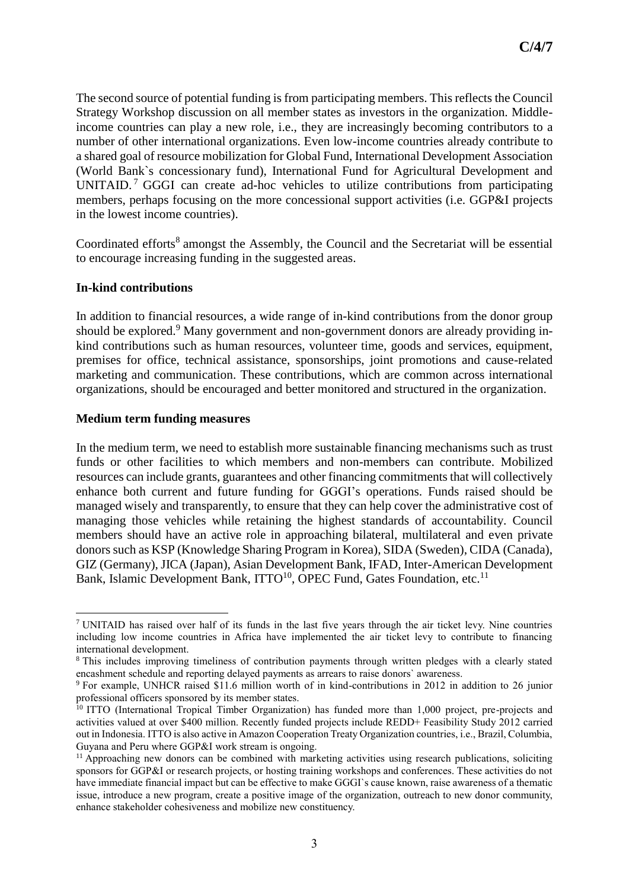The second source of potential funding is from participating members. This reflects the Council Strategy Workshop discussion on all member states as investors in the organization. Middle-income countries can play a new role, i.e., they are increasingly becoming contributors to a number of other international organizations. Even low-income countries already contribute to a shared goal of resource mobilization for Global Fund, International Development Association (World Bank`s concessionary fund), International Fund for Agricultural Development and UNITAID.[7] GGGI can create ad-hoc vehicles to utilize contributions from participating members, perhaps focusing on the more concessional support activities (i.e. GGP&I projects in the lowest income countries).

Coordinated efforts[8] amongst the Assembly, the Council and the Secretariat will be essential to encourage increasing funding in the suggested areas.

**In-kind contributions**

In addition to financial resources, a wide range of in-kind contributions from the donor group should be explored.[9] Many government and non-government donors are already providing in-kind contributions such as human resources, volunteer time, goods and services, equipment, premises for office, technical assistance, sponsorships, joint promotions and cause-related marketing and communication. These contributions, which are common across international organizations, should be encouraged and better monitored and structured in the organization.

**Medium term funding measures**

In the medium term, we need to establish more sustainable financing mechanisms such as trust funds or other facilities to which members and non-members can contribute. Mobilized resources can include grants, guarantees and other financing commitments that will collectively enhance both current and future funding for GGGI's operations. Funds raised should be managed wisely and transparently, to ensure that they can help cover the administrative cost of managing those vehicles while retaining the highest standards of accountability. Council members should have an active role in approaching bilateral, multilateral and even private donors such as KSP (Knowledge Sharing Program in Korea), SIDA (Sweden), CIDA (Canada), GIZ (Germany), JICA (Japan), Asian Development Bank, IFAD, Inter-American Development Bank, Islamic Development Bank, ITTO[10], OPEC Fund, Gates Foundation, etc.[11]

---

[7] UNITAID has raised over half of its funds in the last five years through the air ticket levy. Nine countries including low income countries in Africa have implemented the air ticket levy to contribute to financing international development.

[8] This includes improving timeliness of contribution payments through written pledges with a clearly stated encashment schedule and reporting delayed payments as arrears to raise donors` awareness.

[9] For example, UNHCR raised $11.6 million worth of in kind-contributions in 2012 in addition to 26 junior professional officers sponsored by its member states.

[10] ITTO (International Tropical Timber Organization) has funded more than 1,000 project, pre-projects and activities valued at over $400 million. Recently funded projects include REDD+ Feasibility Study 2012 carried out in Indonesia. ITTO is also active in Amazon Cooperation Treaty Organization countries, i.e., Brazil, Columbia, Guyana and Peru where GGP&I work stream is ongoing.

[11] Approaching new donors can be combined with marketing activities using research publications, soliciting sponsors for GGP&I or research projects, or hosting training workshops and conferences. These activities do not have immediate financial impact but can be effective to make GGGI`s cause known, raise awareness of a thematic issue, introduce a new program, create a positive image of the organization, outreach to new donor community, enhance stakeholder cohesiveness and mobilize new constituency.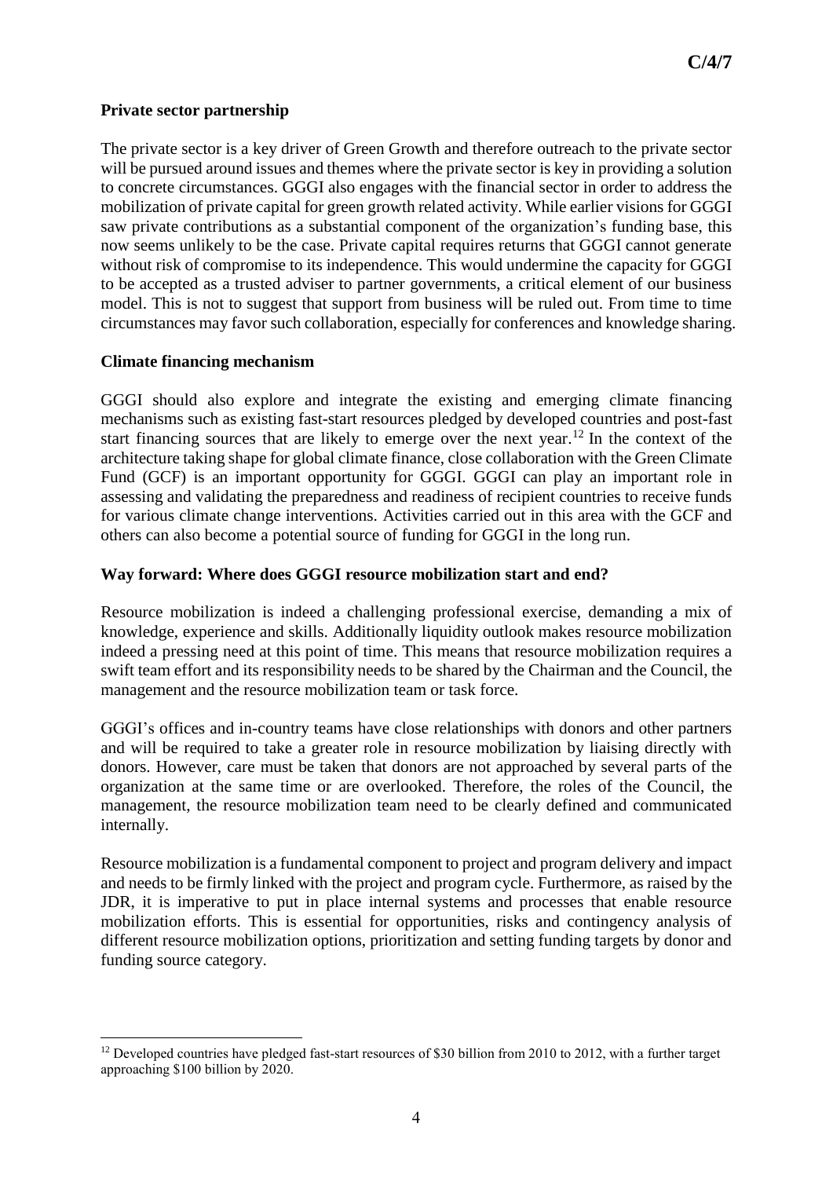**Private sector partnership**

The private sector is a key driver of Green Growth and therefore outreach to the private sector will be pursued around issues and themes where the private sector is key in providing a solution to concrete circumstances. GGGI also engages with the financial sector in order to address the mobilization of private capital for green growth related activity. While earlier visions for GGGI saw private contributions as a substantial component of the organization's funding base, this now seems unlikely to be the case. Private capital requires returns that GGGI cannot generate without risk of compromise to its independence. This would undermine the capacity for GGGI to be accepted as a trusted adviser to partner governments, a critical element of our business model. This is not to suggest that support from business will be ruled out. From time to time circumstances may favor such collaboration, especially for conferences and knowledge sharing.

**Climate financing mechanism**

GGGI should also explore and integrate the existing and emerging climate financing mechanisms such as existing fast-start resources pledged by developed countries and post-fast start financing sources that are likely to emerge over the next year.[12] In the context of the architecture taking shape for global climate finance, close collaboration with the Green Climate Fund (GCF) is an important opportunity for GGGI. GGGI can play an important role in assessing and validating the preparedness and readiness of recipient countries to receive funds for various climate change interventions. Activities carried out in this area with the GCF and others can also become a potential source of funding for GGGI in the long run.

**Way forward: Where does GGGI resource mobilization start and end?**

Resource mobilization is indeed a challenging professional exercise, demanding a mix of knowledge, experience and skills. Additionally liquidity outlook makes resource mobilization indeed a pressing need at this point of time. This means that resource mobilization requires a swift team effort and its responsibility needs to be shared by the Chairman and the Council, the management and the resource mobilization team or task force.

GGGI's offices and in-country teams have close relationships with donors and other partners and will be required to take a greater role in resource mobilization by liaising directly with donors. However, care must be taken that donors are not approached by several parts of the organization at the same time or are overlooked. Therefore, the roles of the Council, the management, the resource mobilization team need to be clearly defined and communicated internally.

Resource mobilization is a fundamental component to project and program delivery and impact and needs to be firmly linked with the project and program cycle. Furthermore, as raised by the JDR, it is imperative to put in place internal systems and processes that enable resource mobilization efforts. This is essential for opportunities, risks and contingency analysis of different resource mobilization options, prioritization and setting funding targets by donor and funding source category.

---

[12] Developed countries have pledged fast-start resources of $30 billion from 2010 to 2012, with a further target approaching $100 billion by 2020.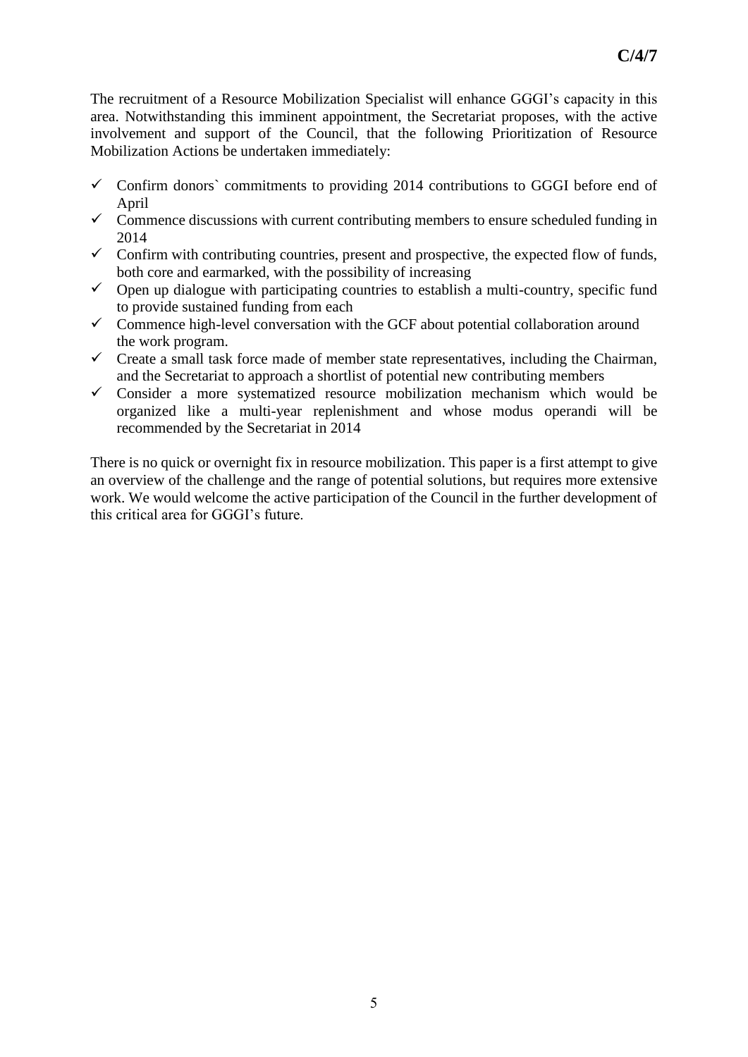The recruitment of a Resource Mobilization Specialist will enhance GGGI's capacity in this area. Notwithstanding this imminent appointment, the Secretariat proposes, with the active involvement and support of the Council, that the following Prioritization of Resource Mobilization Actions be undertaken immediately:

- ✓ Confirm donors` commitments to providing 2014 contributions to GGGI before end of April
- ✓ Commence discussions with current contributing members to ensure scheduled funding in 2014
- ✓ Confirm with contributing countries, present and prospective, the expected flow of funds, both core and earmarked, with the possibility of increasing
- ✓ Open up dialogue with participating countries to establish a multi-country, specific fund to provide sustained funding from each
- ✓ Commence high-level conversation with the GCF about potential collaboration around the work program.
- ✓ Create a small task force made of member state representatives, including the Chairman, and the Secretariat to approach a shortlist of potential new contributing members
- ✓ Consider a more systematized resource mobilization mechanism which would be organized like a multi-year replenishment and whose modus operandi will be recommended by the Secretariat in 2014

There is no quick or overnight fix in resource mobilization. This paper is a first attempt to give an overview of the challenge and the range of potential solutions, but requires more extensive work. We would welcome the active participation of the Council in the further development of this critical area for GGGI's future.